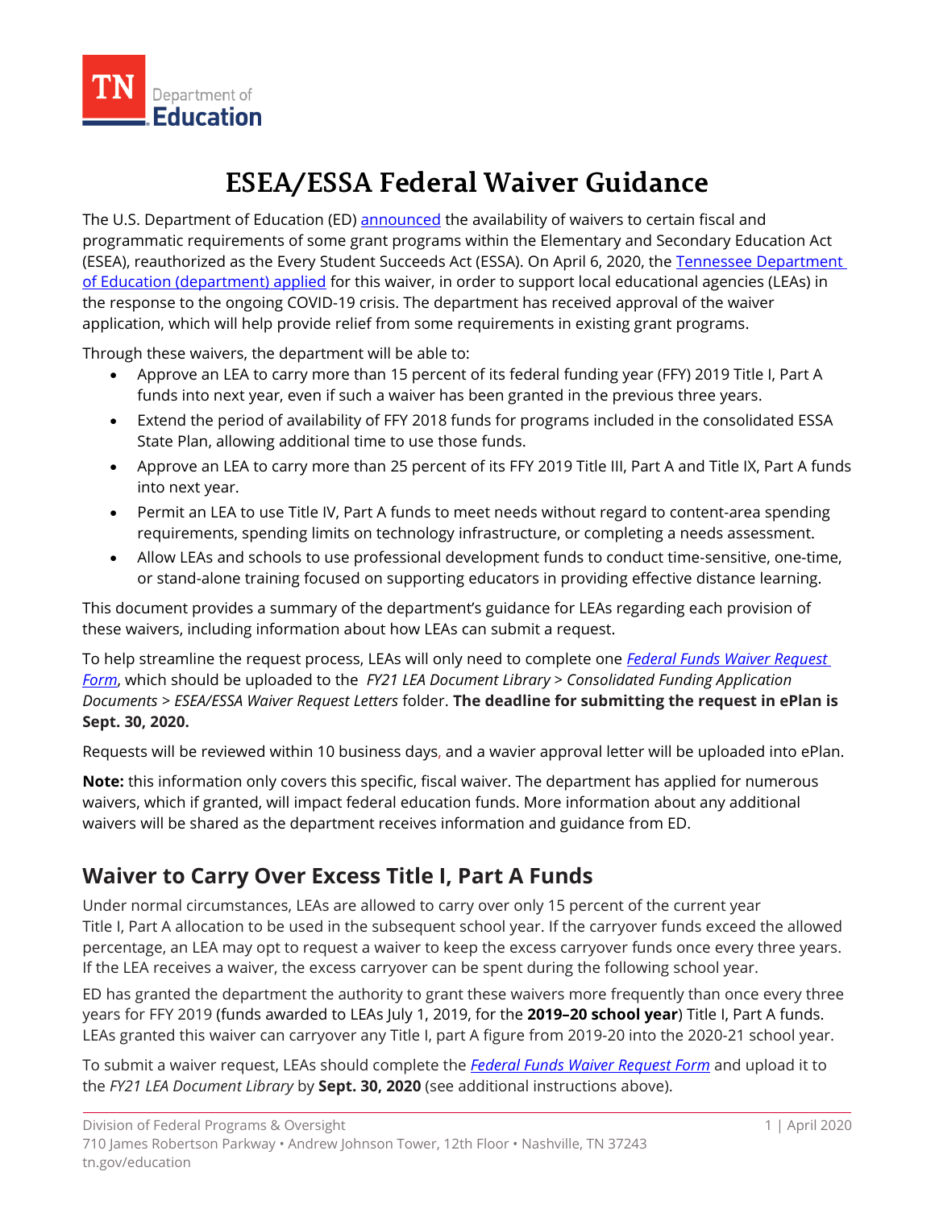TN Department of Education

# ESEA/ESSA Federal Waiver Guidance

The U.S. Department of Education (ED) announced the availability of waivers to certain fiscal and programmatic requirements of some grant programs within the Elementary and Secondary Education Act (ESEA), reauthorized as the Every Student Succeeds Act (ESSA). On April 6, 2020, the Tennessee Department of Education (department) applied for this waiver, in order to support local educational agencies (LEAs) in the response to the ongoing COVID-19 crisis. The department has received approval of the waiver application, which will help provide relief from some requirements in existing grant programs.

Through these waivers, the department will be able to:

- Approve an LEA to carry more than 15 percent of its federal funding year (FFY) 2019 Title I, Part A funds into next year, even if such a waiver has been granted in the previous three years.
- Extend the period of availability of FFY 2018 funds for programs included in the consolidated ESSA State Plan, allowing additional time to use those funds.
- Approve an LEA to carry more than 25 percent of its FFY 2019 Title III, Part A and Title IX, Part A funds into next year.
- Permit an LEA to use Title IV, Part A funds to meet needs without regard to content-area spending requirements, spending limits on technology infrastructure, or completing a needs assessment.
- Allow LEAs and schools to use professional development funds to conduct time-sensitive, one-time, or stand-alone training focused on supporting educators in providing effective distance learning.

This document provides a summary of the department's guidance for LEAs regarding each provision of these waivers, including information about how LEAs can submit a request.

To help streamline the request process, LEAs will only need to complete one *Federal Funds Waiver Request Form*, which should be uploaded to the *FY21 LEA Document Library* > *Consolidated Funding Application Documents* > *ESEA/ESSA Waiver Request Letters* folder. **The deadline for submitting the request in ePlan is Sept. 30, 2020.**

Requests will be reviewed within 10 business days, and a wavier approval letter will be uploaded into ePlan.

**Note:** this information only covers this specific, fiscal waiver. The department has applied for numerous waivers, which if granted, will impact federal education funds. More information about any additional waivers will be shared as the department receives information and guidance from ED.

## Waiver to Carry Over Excess Title I, Part A Funds

Under normal circumstances, LEAs are allowed to carry over only 15 percent of the current year Title I, Part A allocation to be used in the subsequent school year. If the carryover funds exceed the allowed percentage, an LEA may opt to request a waiver to keep the excess carryover funds once every three years. If the LEA receives a waiver, the excess carryover can be spent during the following school year.

ED has granted the department the authority to grant these waivers more frequently than once every three years for FFY 2019 (funds awarded to LEAs July 1, 2019, for the **2019–20 school year**) Title I, Part A funds. LEAs granted this waiver can carryover any Title I, part A figure from 2019-20 into the 2020-21 school year.

To submit a waiver request, LEAs should complete the *Federal Funds Waiver Request Form* and upload it to the *FY21 LEA Document Library* by **Sept. 30, 2020** (see additional instructions above).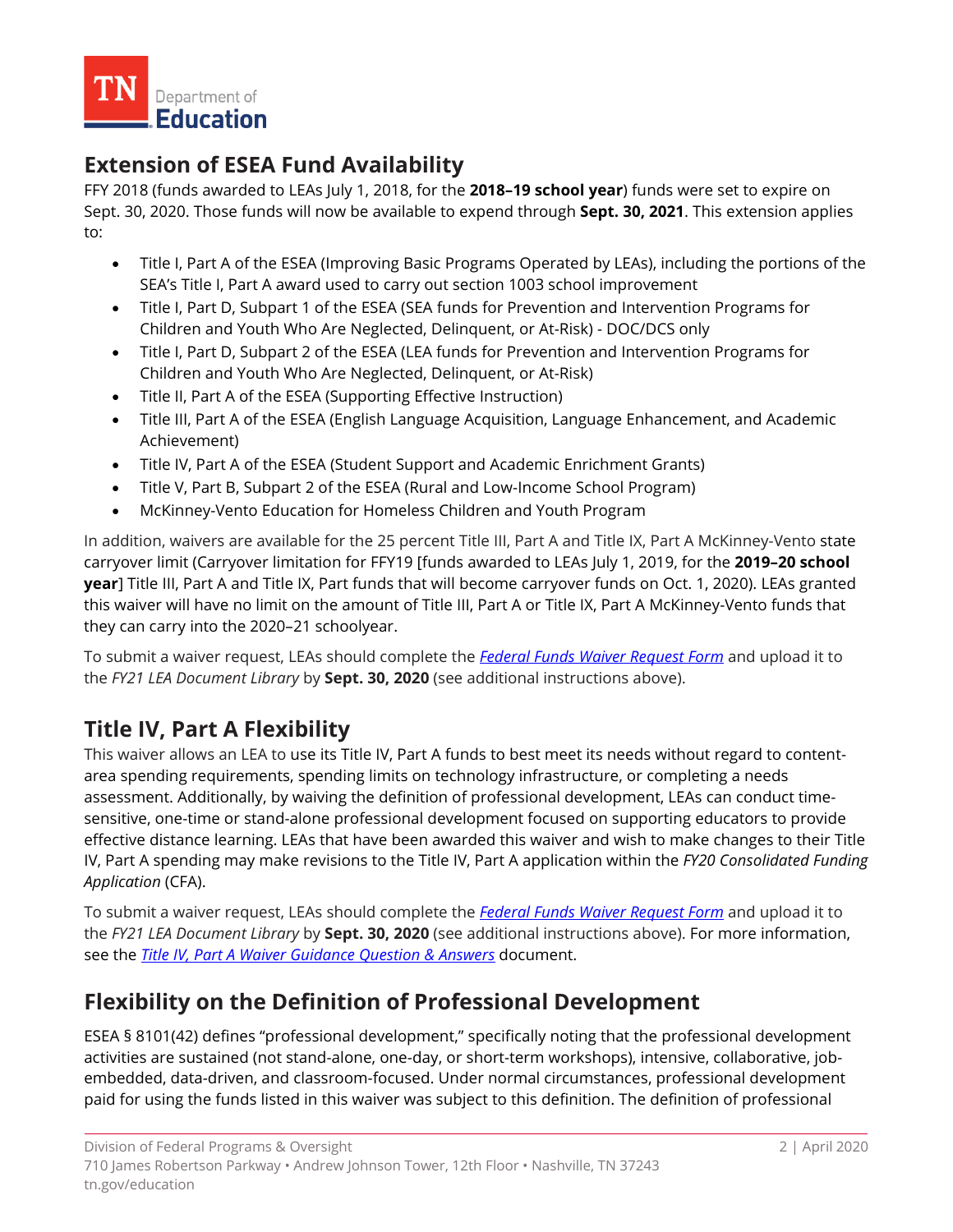## Extension of ESEA Fund Availability

FFY 2018 (funds awarded to LEAs July 1, 2018, for the **2018–19 school year**) funds were set to expire on Sept. 30, 2020. Those funds will now be available to expend through **Sept. 30, 2021**. This extension applies to:

- Title I, Part A of the ESEA (Improving Basic Programs Operated by LEAs), including the portions of the SEA's Title I, Part A award used to carry out section 1003 school improvement
- Title I, Part D, Subpart 1 of the ESEA (SEA funds for Prevention and Intervention Programs for Children and Youth Who Are Neglected, Delinquent, or At-Risk) - DOC/DCS only
- Title I, Part D, Subpart 2 of the ESEA (LEA funds for Prevention and Intervention Programs for Children and Youth Who Are Neglected, Delinquent, or At-Risk)
- Title II, Part A of the ESEA (Supporting Effective Instruction)
- Title III, Part A of the ESEA (English Language Acquisition, Language Enhancement, and Academic Achievement)
- Title IV, Part A of the ESEA (Student Support and Academic Enrichment Grants)
- Title V, Part B, Subpart 2 of the ESEA (Rural and Low-Income School Program)
- McKinney-Vento Education for Homeless Children and Youth Program

In addition, waivers are available for the 25 percent Title III, Part A and Title IX, Part A McKinney-Vento state carryover limit (Carryover limitation for FFY19 [funds awarded to LEAs July 1, 2019, for the **2019–20 school year**] Title III, Part A and Title IX, Part funds that will become carryover funds on Oct. 1, 2020). LEAs granted this waiver will have no limit on the amount of Title III, Part A or Title IX, Part A McKinney-Vento funds that they can carry into the 2020–21 schoolyear.

To submit a waiver request, LEAs should complete the *Federal Funds Waiver Request Form* and upload it to the *FY21 LEA Document Library* by **Sept. 30, 2020** (see additional instructions above).

## Title IV, Part A Flexibility

This waiver allows an LEA to use its Title IV, Part A funds to best meet its needs without regard to content-area spending requirements, spending limits on technology infrastructure, or completing a needs assessment. Additionally, by waiving the definition of professional development, LEAs can conduct time-sensitive, one-time or stand-alone professional development focused on supporting educators to provide effective distance learning. LEAs that have been awarded this waiver and wish to make changes to their Title IV, Part A spending may make revisions to the Title IV, Part A application within the *FY20 Consolidated Funding Application* (CFA).

To submit a waiver request, LEAs should complete the *Federal Funds Waiver Request Form* and upload it to the *FY21 LEA Document Library* by **Sept. 30, 2020** (see additional instructions above). For more information, see the *Title IV, Part A Waiver Guidance Question & Answers* document.

## Flexibility on the Definition of Professional Development

ESEA § 8101(42) defines "professional development," specifically noting that the professional development activities are sustained (not stand-alone, one-day, or short-term workshops), intensive, collaborative, job-embedded, data-driven, and classroom-focused. Under normal circumstances, professional development paid for using the funds listed in this waiver was subject to this definition. The definition of professional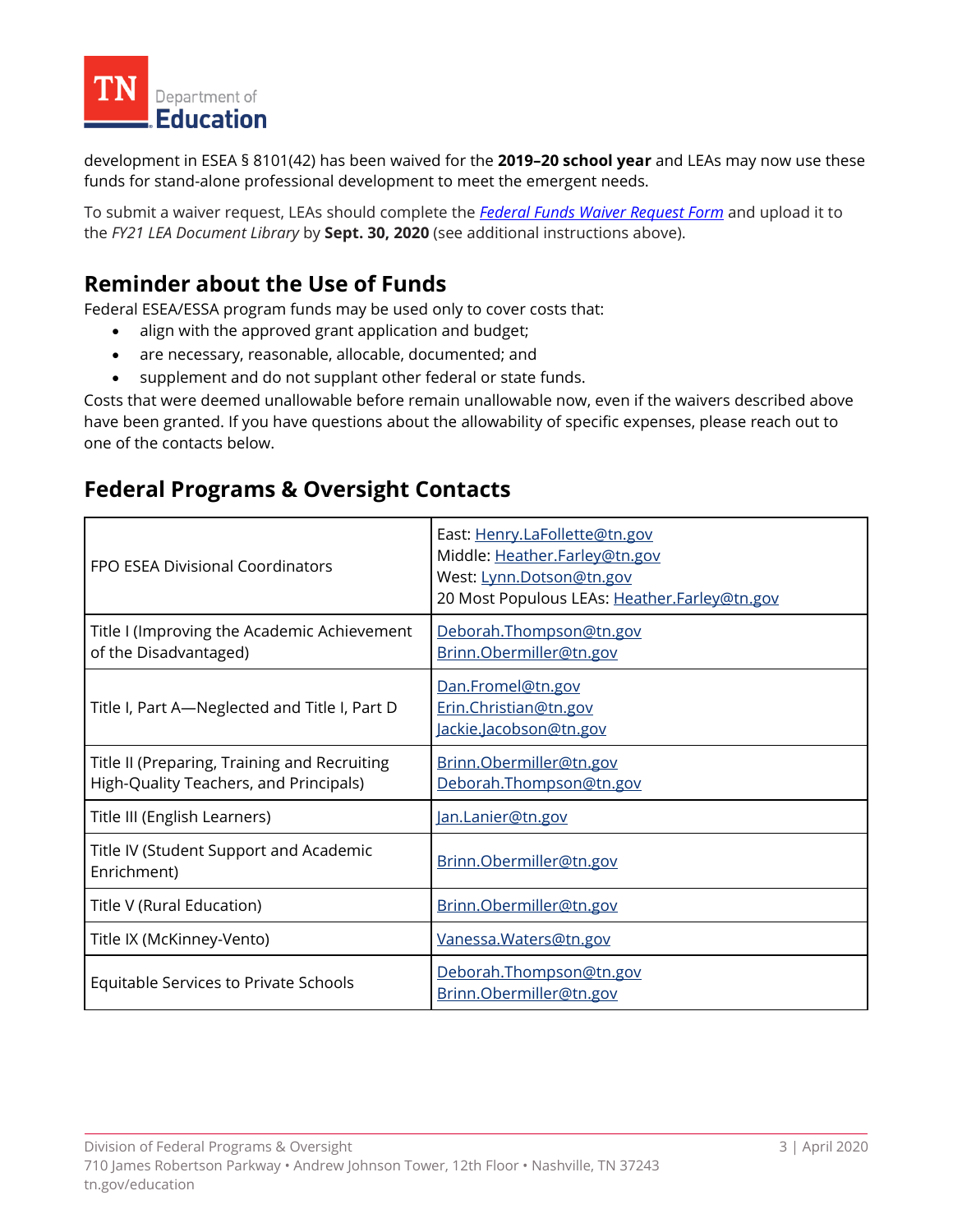development in ESEA § 8101(42) has been waived for the **2019–20 school year** and LEAs may now use these funds for stand-alone professional development to meet the emergent needs.

To submit a waiver request, LEAs should complete the ***Federal Funds Waiver Request Form*** and upload it to the *FY21 LEA Document Library* by **Sept. 30, 2020** (see additional instructions above).

## Reminder about the Use of Funds

Federal ESEA/ESSA program funds may be used only to cover costs that:

- align with the approved grant application and budget;
- are necessary, reasonable, allocable, documented; and
- supplement and do not supplant other federal or state funds.

Costs that were deemed unallowable before remain unallowable now, even if the waivers described above have been granted. If you have questions about the allowability of specific expenses, please reach out to one of the contacts below.

## Federal Programs & Oversight Contacts

| | |
|---|---|
| FPO ESEA Divisional Coordinators | East: Henry.LaFollette@tn.gov<br>Middle: Heather.Farley@tn.gov<br>West: Lynn.Dotson@tn.gov<br>20 Most Populous LEAs: Heather.Farley@tn.gov |
| Title I (Improving the Academic Achievement of the Disadvantaged) | Deborah.Thompson@tn.gov<br>Brinn.Obermiller@tn.gov |
| Title I, Part A—Neglected and Title I, Part D | Dan.Fromel@tn.gov<br>Erin.Christian@tn.gov<br>Jackie.Jacobson@tn.gov |
| Title II (Preparing, Training and Recruiting High-Quality Teachers, and Principals) | Brinn.Obermiller@tn.gov<br>Deborah.Thompson@tn.gov |
| Title III (English Learners) | Jan.Lanier@tn.gov |
| Title IV (Student Support and Academic Enrichment) | Brinn.Obermiller@tn.gov |
| Title V (Rural Education) | Brinn.Obermiller@tn.gov |
| Title IX (McKinney-Vento) | Vanessa.Waters@tn.gov |
| Equitable Services to Private Schools | Deborah.Thompson@tn.gov<br>Brinn.Obermiller@tn.gov |